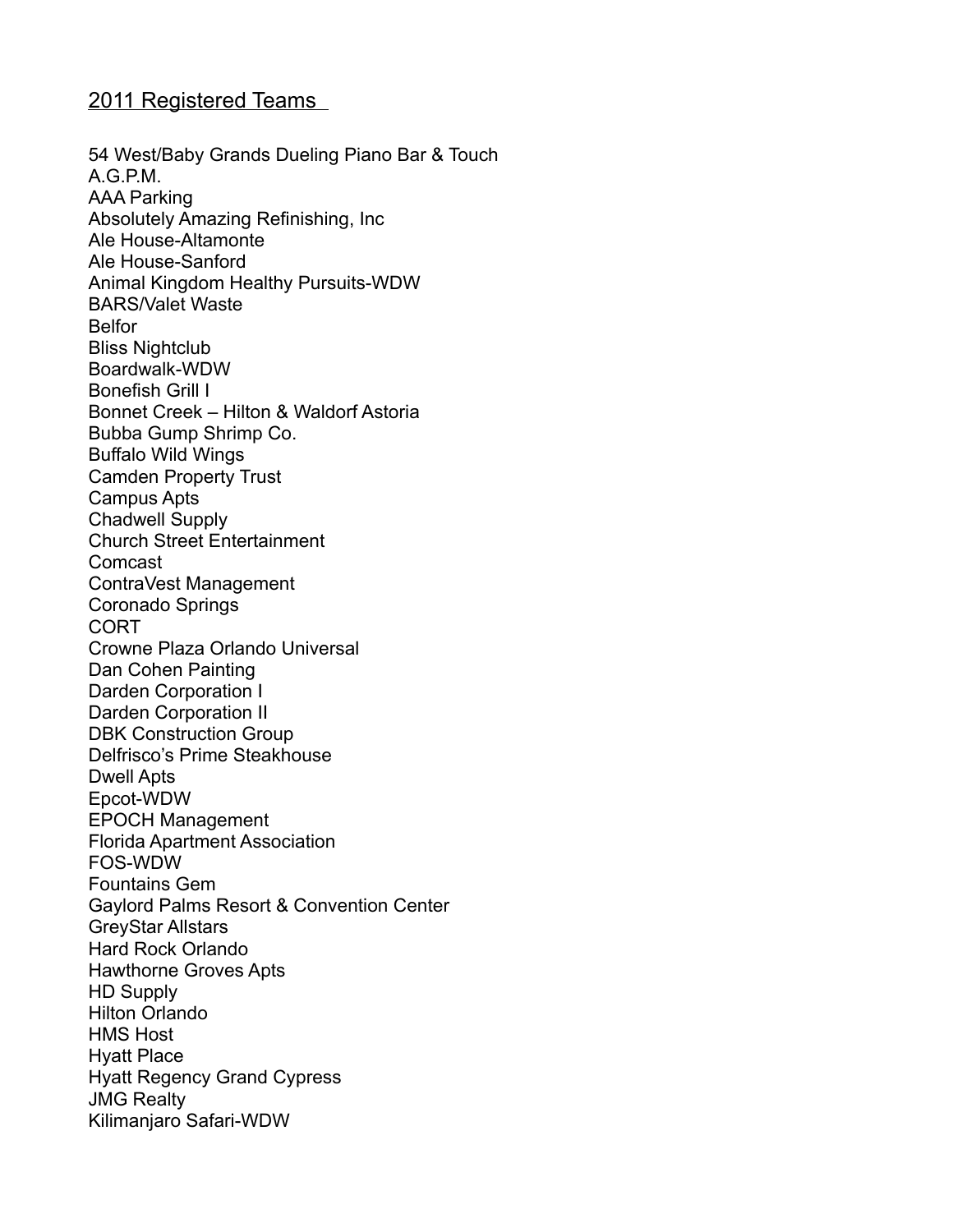## 2011 Registered Teams

54 West/Baby Grands Dueling Piano Bar & Touch
A.G.P.M.
AAA Parking
Absolutely Amazing Refinishing, Inc
Ale House-Altamonte
Ale House-Sanford
Animal Kingdom Healthy Pursuits-WDW
BARS/Valet Waste
Belfor
Bliss Nightclub
Boardwalk-WDW
Bonefish Grill I
Bonnet Creek – Hilton & Waldorf Astoria
Bubba Gump Shrimp Co.
Buffalo Wild Wings
Camden Property Trust
Campus Apts
Chadwell Supply
Church Street Entertainment
Comcast
ContraVest Management
Coronado Springs
CORT
Crowne Plaza Orlando Universal
Dan Cohen Painting
Darden Corporation I
Darden Corporation II
DBK Construction Group
Delfrisco's Prime Steakhouse
Dwell Apts
Epcot-WDW
EPOCH Management
Florida Apartment Association
FOS-WDW
Fountains Gem
Gaylord Palms Resort & Convention Center
GreyStar Allstars
Hard Rock Orlando
Hawthorne Groves Apts
HD Supply
Hilton Orlando
HMS Host
Hyatt Place
Hyatt Regency Grand Cypress
JMG Realty
Kilimanjaro Safari-WDW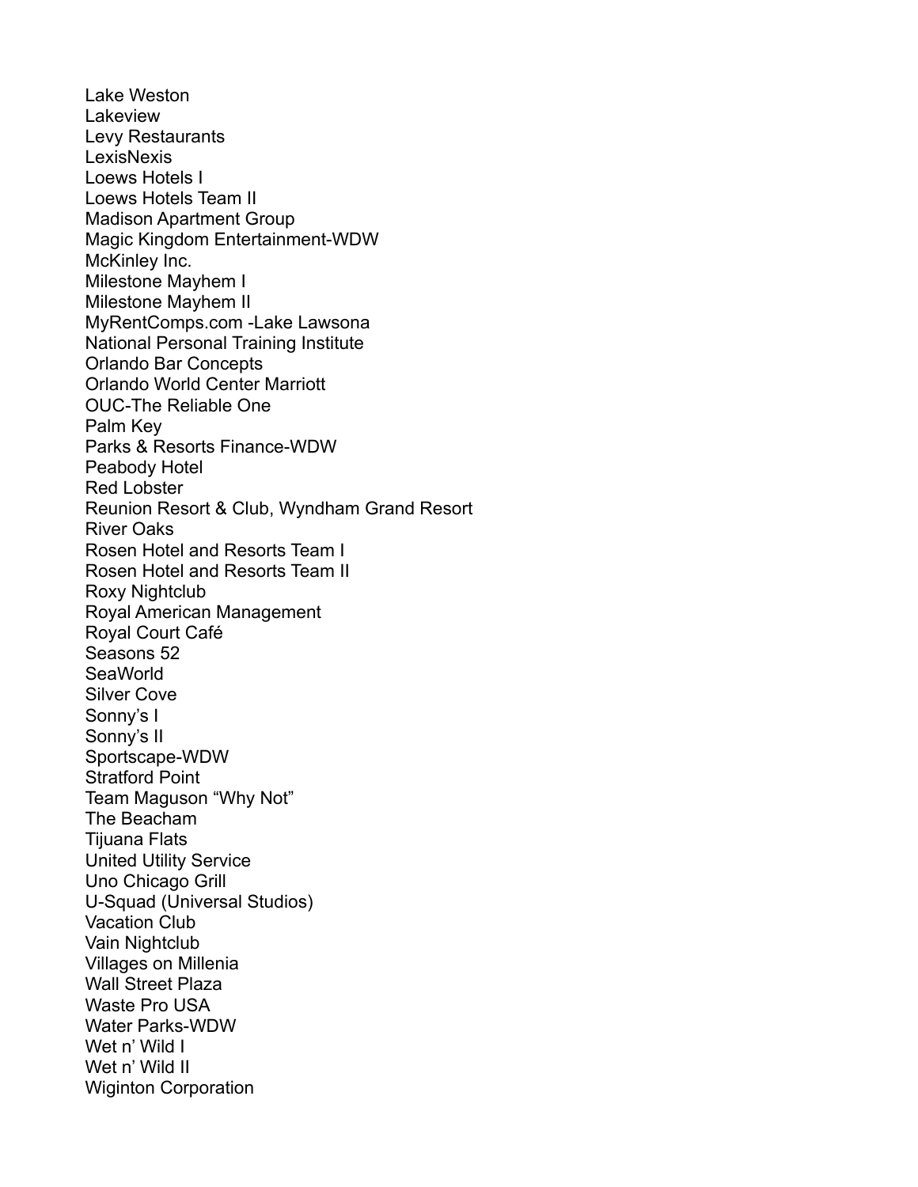Lake Weston
Lakeview
Levy Restaurants
LexisNexis
Loews Hotels I
Loews Hotels Team II
Madison Apartment Group
Magic Kingdom Entertainment-WDW
McKinley Inc.
Milestone Mayhem I
Milestone Mayhem II
MyRentComps.com -Lake Lawsona
National Personal Training Institute
Orlando Bar Concepts
Orlando World Center Marriott
OUC-The Reliable One
Palm Key
Parks & Resorts Finance-WDW
Peabody Hotel
Red Lobster
Reunion Resort & Club, Wyndham Grand Resort
River Oaks
Rosen Hotel and Resorts Team I
Rosen Hotel and Resorts Team II
Roxy Nightclub
Royal American Management
Royal Court Café
Seasons 52
SeaWorld
Silver Cove
Sonny's I
Sonny's II
Sportscape-WDW
Stratford Point
Team Maguson "Why Not"
The Beacham
Tijuana Flats
United Utility Service
Uno Chicago Grill
U-Squad (Universal Studios)
Vacation Club
Vain Nightclub
Villages on Millenia
Wall Street Plaza
Waste Pro USA
Water Parks-WDW
Wet n' Wild I
Wet n' Wild II
Wiginton Corporation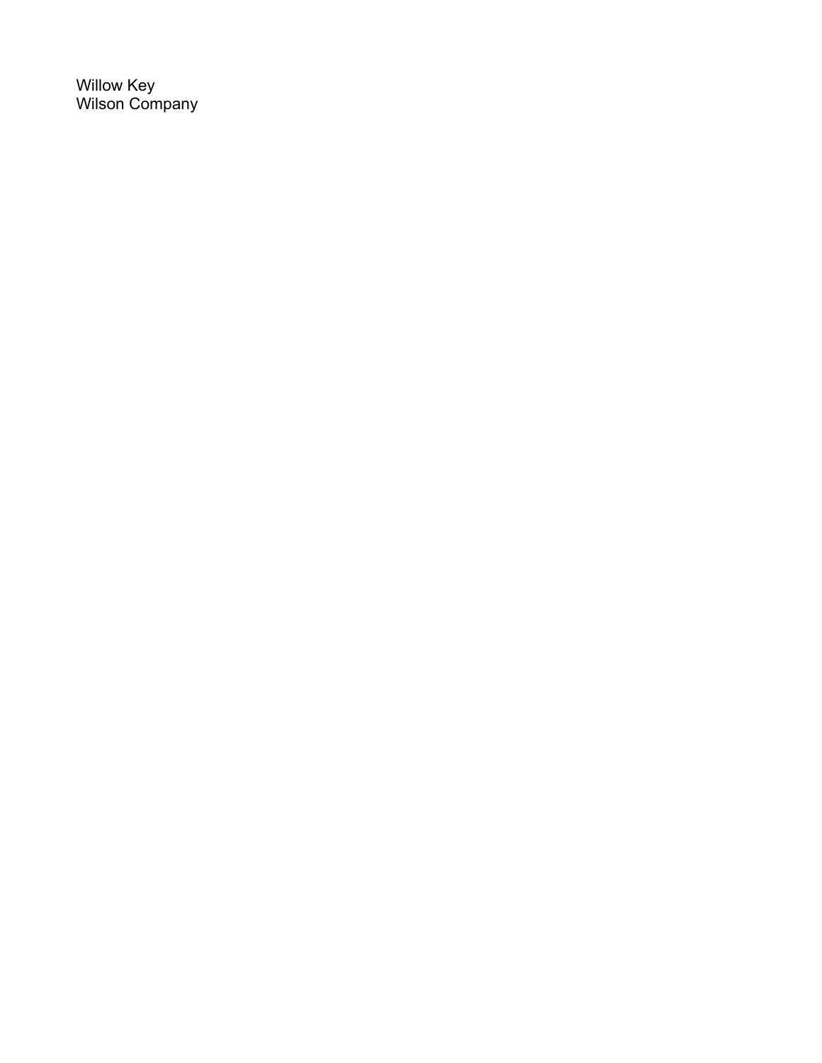Willow Key
Wilson Company